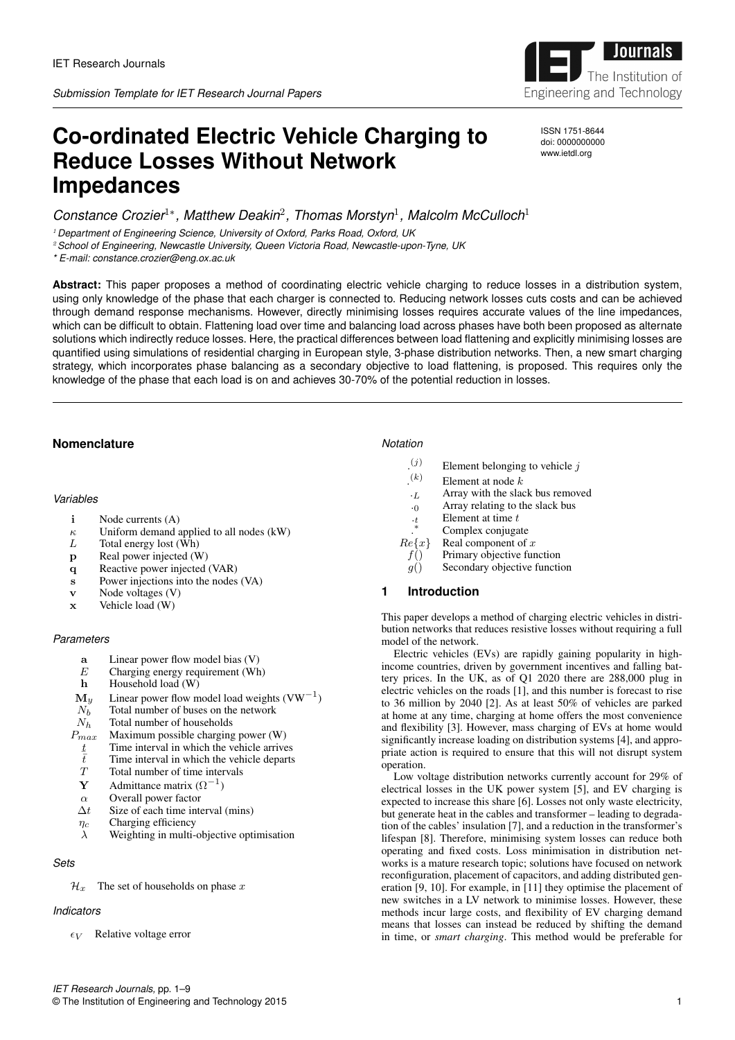# Co-ordinated Electric Vehicle Charging to Reduce Losses Without Network Impedances

ISSN 1751-8644
doi: 0000000000
www.ietdl.org

*Constance Crozier[1∗], Matthew Deakin[2], Thomas Morstyn[1], Malcolm McCulloch[1]*

[1] *Department of Engineering Science, University of Oxford, Parks Road, Oxford, UK*
[2] *School of Engineering, Newcastle University, Queen Victoria Road, Newcastle-upon-Tyne, UK*
* *E-mail: constance.crozier@eng.ox.ac.uk*

**Abstract:** This paper proposes a method of coordinating electric vehicle charging to reduce losses in a distribution system, using only knowledge of the phase that each charger is connected to. Reducing network losses cuts costs and can be achieved through demand response mechanisms. However, directly minimising losses requires accurate values of the line impedances, which can be difficult to obtain. Flattening load over time and balancing load across phases have both been proposed as alternate solutions which indirectly reduce losses. Here, the practical differences between load flattening and explicitly minimising losses are quantified using simulations of residential charging in European style, 3-phase distribution networks. Then, a new smart charging strategy, which incorporates phase balancing as a secondary objective to load flattening, is proposed. This requires only the knowledge of the phase that each load is on and achieves 30-70% of the potential reduction in losses.

## Nomenclature

*Variables*

| | |
|---|---|
| $\mathbf{i}$ | Node currents (A) |
| $\kappa$ | Uniform demand applied to all nodes (kW) |
| $L$ | Total energy lost (Wh) |
| $\mathbf{p}$ | Real power injected (W) |
| $\mathbf{q}$ | Reactive power injected (VAR) |
| $\mathbf{s}$ | Power injections into the nodes (VA) |
| $\mathbf{v}$ | Node voltages (V) |
| $\mathbf{x}$ | Vehicle load (W) |

*Parameters*

| | |
|---|---|
| $\mathbf{a}$ | Linear power flow model bias (V) |
| $E$ | Charging energy requirement (Wh) |
| $\mathbf{h}$ | Household load (W) |
| $\mathbf{M}_y$ | Linear power flow model load weights (VW$^{-1}$) |
| $N_b$ | Total number of buses on the network |
| $N_h$ | Total number of households |
| $P_{max}$ | Maximum possible charging power (W) |
| $\underline{t}$ | Time interval in which the vehicle arrives |
| $\bar{t}$ | Time interval in which the vehicle departs |
| $T$ | Total number of time intervals |
| $\mathbf{Y}$ | Admittance matrix ($\Omega^{-1}$) |
| $\alpha$ | Overall power factor |
| $\Delta t$ | Size of each time interval (mins) |
| $\eta_c$ | Charging efficiency |
| $\lambda$ | Weighting in multi-objective optimisation |

*Sets*

| | |
|---|---|
| $\mathcal{H}_x$ | The set of households on phase $x$ |

*Indicators*

| | |
|---|---|
| $\epsilon_V$ | Relative voltage error |

*Notation*

| | |
|---|---|
| $\cdot^{(j)}$ | Element belonging to vehicle $j$ |
| $\cdot^{(k)}$ | Element at node $k$ |
| $\cdot_L$ | Array with the slack bus removed |
| $\cdot_0$ | Array relating to the slack bus |
| $\cdot_t$ | Element at time $t$ |
| $\cdot^*$ | Complex conjugate |
| $Re\{x\}$ | Real component of $x$ |
| $f()$ | Primary objective function |
| $g()$ | Secondary objective function |

## 1 Introduction

This paper develops a method of charging electric vehicles in distribution networks that reduces resistive losses without requiring a full model of the network.

Electric vehicles (EVs) are rapidly gaining popularity in high-income countries, driven by government incentives and falling battery prices. In the UK, as of Q1 2020 there are 288,000 plug in electric vehicles on the roads [1], and this number is forecast to rise to 36 million by 2040 [2]. As at least 50% of vehicles are parked at home at any time, charging at home offers the most convenience and flexibility [3]. However, mass charging of EVs at home would significantly increase loading on distribution systems [4], and appropriate action is required to ensure that this will not disrupt system operation.

Low voltage distribution networks currently account for 29% of electrical losses in the UK power system [5], and EV charging is expected to increase this share [6]. Losses not only waste electricity, but generate heat in the cables and transformer – leading to degradation of the cables' insulation [7], and a reduction in the transformer's lifespan [8]. Therefore, minimising system losses can reduce both operating and fixed costs. Loss minimisation in distribution networks is a mature research topic; solutions have focused on network reconfiguration, placement of capacitors, and adding distributed generation [9, 10]. For example, in [11] they optimise the placement of new switches in a LV network to minimise losses. However, these methods incur large costs, and flexibility of EV charging demand means that losses can instead be reduced by shifting the demand in time, or *smart charging*. This method would be preferable for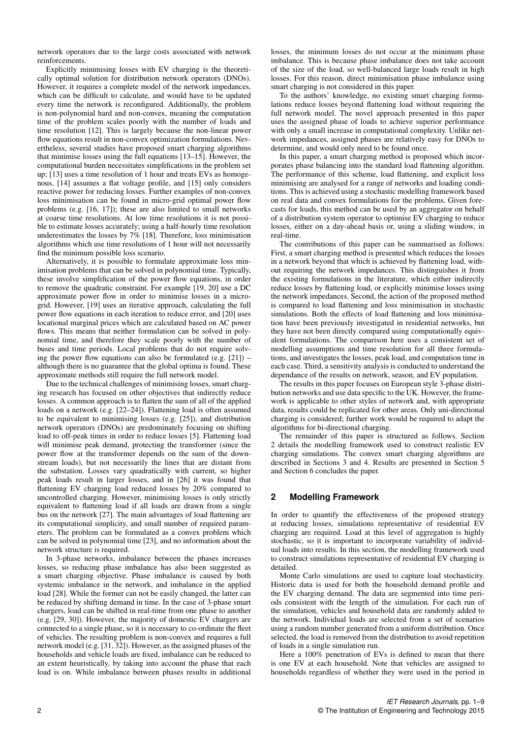network operators due to the large costs associated with network reinforcements.

Explicitly minimising losses with EV charging is the theoretically optimal solution for distribution network operators (DNOs). However, it requires a complete model of the network impedances, which can be difficult to calculate, and would have to be updated every time the network is reconfigured. Additionally, the problem is non-polynomial hard and non-convex, meaning the computation time of the problem scales poorly with the number of loads and time resolution [12]. This is largely because the non-linear power flow equations result in non-convex optimization formulations. Nevertheless, several studies have proposed smart charging algorithms that minimise losses using the full equations [13–15]. However, the computational burden necessitates simplifications in the problem set up; [13] uses a time resolution of 1 hour and treats EVs as homogenous, [14] assumes a flat voltage profile, and [15] only considers reactive power for reducing losses. Further examples of non-convex loss minimisation can be found in micro-grid optimal power flow problems (e.g. [16, 17]); these are also limited to small networks at coarse time resolutions. At low time resolutions it is not possible to estimate losses accurately; using a half-hourly time resolution underestimates the losses by 7% [18]. Therefore, loss minimisation algorithms which use time resolutions of 1 hour will not necessarily find the minimum possible loss scenario.

Alternatively, it is possible to formulate approximate loss minimisation problems that can be solved in polynomial time. Typically, these involve simplification of the power flow equations, in order to remove the quadratic constraint. For example [19, 20] use a DC approximate power flow in order to minimise losses in a microgrid. However, [19] uses an iterative approach, calculating the full power flow equations in each iteration to reduce error, and [20] uses locational marginal prices which are calculated based on AC power flows. This means that neither formulation can be solved in polynomial time, and therefore they scale poorly with the number of buses and time periods. Local problems that do not require solving the power flow equations can also be formulated (e.g. [21]) – although there is no guarantee that the global optima is found. These approximate methods still require the full network model.

Due to the technical challenges of minimising losses, smart charging research has focused on other objectives that indirectly reduce losses. A common approach is to flatten the sum of all of the applied loads on a network (e.g. [22–24]). Flattening load is often assumed to be equivalent to minimising losses (e.g. [25]), and distribution network operators (DNOs) are predominately focusing on shifting load to off-peak times in order to reduce losses [5]. Flattening load will minimise peak demand, protecting the transformer (since the power flow at the transformer depends on the sum of the downstream loads), but not necessarily the lines that are distant from the substation. Losses vary quadratically with current, so higher peak loads result in larger losses, and in [26] it was found that flattening EV charging load reduced losses by 20% compared to uncontrolled charging. However, minimising losses is only strictly equivalent to flattening load if all loads are drawn from a single bus on the network [27]. The main advantages of load flattening are its computational simplicity, and small number of required parameters. The problem can be formulated as a convex problem which can be solved in polynomial time [23], and no information about the network structure is required.

In 3-phase networks, imbalance between the phases increases losses, so reducing phase imbalance has also been suggested as a smart charging objective. Phase imbalance is caused by both systemic imbalance in the network, and imbalance in the applied load [28]. While the former can not be easily changed, the latter can be reduced by shifting demand in time. In the case of 3-phase smart chargers, load can be shifted in real-time from one phase to another (e.g. [29, 30]). However, the majority of domestic EV chargers are connected to a single phase, so it is necessary to co-ordinate the fleet of vehicles. The resulting problem is non-convex and requires a full network model (e.g. [31, 32]). However, as the assigned phases of the households and vehicle loads are fixed, imbalance can be reduced to an extent heuristically, by taking into account the phase that each load is on. While imbalance between phases results in additional losses, the minimum losses do not occur at the minimum phase imbalance. This is because phase imbalance does not take account of the size of the load, so well-balanced large loads result in high losses. For this reason, direct minimisation phase imbalance using smart charging is not considered in this paper.

To the authors' knowledge, no existing smart charging formulations reduce losses beyond flattening load without requiring the full network model. The novel approach presented in this paper uses the assigned phase of loads to achieve superior performance with only a small increase in computational complexity. Unlike network impedances, assigned phases are relatively easy for DNOs to determine, and would only need to be found once.

In this paper, a smart charging method is proposed which incorporates phase balancing into the standard load flattening algorithm. The performance of this scheme, load flattening, and explicit loss minimising are analysed for a range of networks and loading conditions. This is achieved using a stochastic modelling framework based on real data and convex formulations for the problems. Given forecasts for loads, this method can be used by an aggregator on behalf of a distribution system operator to optimise EV charging to reduce losses, either on a day-ahead basis or, using a sliding window, in real-time.

The contributions of this paper can be summarised as follows: First, a smart charging method is presented which reduces the losses in a network beyond that which is achieved by flattening load, without requiring the network impedances. This distinguishes it from the existing formulations in the literature, which either indirectly reduce losses by flattening load, or explicitly minimise losses using the network impedances. Second, the action of the proposed method is compared to load flattening and loss minimisation in stochastic simulations. Both the effects of load flattening and loss minimisation have been previously investigated in residential networks, but they have not been directly compared using computationally equivalent formulations. The comparison here uses a consistent set of modelling assumptions and time resolution for all three formulations, and investigates the losses, peak load, and computation time in each case. Third, a sensitivity analysis is conducted to understand the dependance of the results on network, season, and EV population.

The results in this paper focuses on European style 3-phase distribution networks and use data specific to the UK. However, the framework is applicable to other styles of network and, with appropriate data, results could be replicated for other areas. Only uni-directional charging is considered; further work would be required to adapt the algorithms for bi-directional charging.

The remainder of this paper is structured as follows. Section 2 details the modelling framework used to construct realistic EV charging simulations. The convex smart charging algorithms are described in Sections 3 and 4. Results are presented in Section 5 and Section 6 concludes the paper.

## 2 Modelling Framework

In order to quantify the effectiveness of the proposed strategy at reducing losses, simulations representative of residential EV charging are required. Load at this level of aggregation is highly stochastic, so it is important to incorporate variability of individual loads into results. In this section, the modelling framework used to construct simulations representative of residential EV charging is detailed.

Monte Carlo simulations are used to capture load stochasticity. Historic data is used for both the household demand profile and the EV charging demand. The data are segmented into time periods consistent with the length of the simulation. For each run of the simulation, vehicles and household data are randomly added to the network. Individual loads are selected from a set of scenarios using a random number generated from a uniform distribution. Once selected, the load is removed from the distribution to avoid repetition of loads in a single simulation run.

Here a 100% penetration of EVs is defined to mean that there is one EV at each household. Note that vehicles are assigned to households regardless of whether they were used in the period in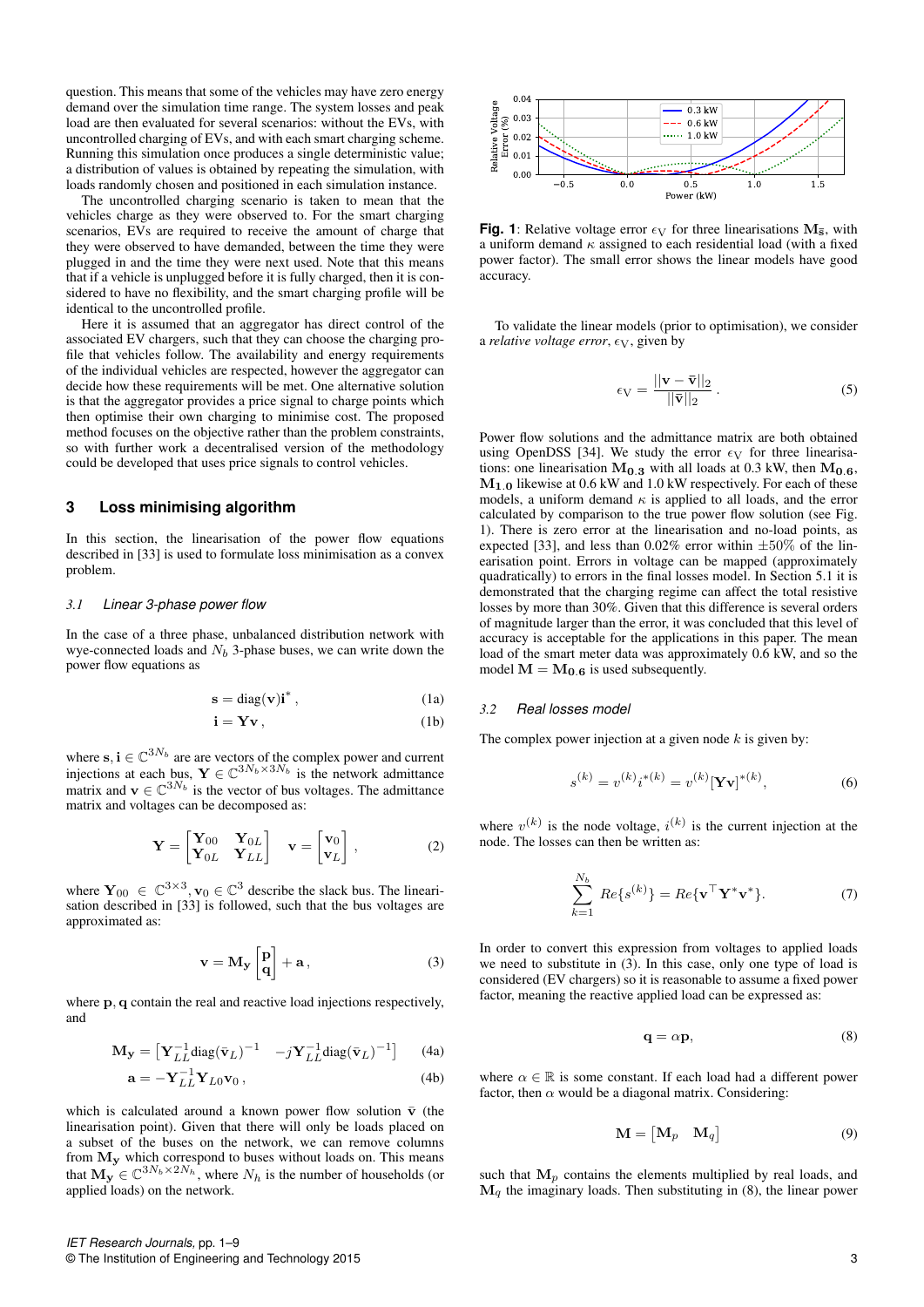question. This means that some of the vehicles may have zero energy demand over the simulation time range. The system losses and peak load are then evaluated for several scenarios: without the EVs, with uncontrolled charging of EVs, and with each smart charging scheme. Running this simulation once produces a single deterministic value; a distribution of values is obtained by repeating the simulation, with loads randomly chosen and positioned in each simulation instance.

The uncontrolled charging scenario is taken to mean that the vehicles charge as they were observed to. For the smart charging scenarios, EVs are required to receive the amount of charge that they were observed to have demanded, between the time they were plugged in and the time they were next used. Note that this means that if a vehicle is unplugged before it is fully charged, then it is considered to have no flexibility, and the smart charging profile will be identical to the uncontrolled profile.

Here it is assumed that an aggregator has direct control of the associated EV chargers, such that they can choose the charging profile that vehicles follow. The availability and energy requirements of the individual vehicles are respected, however the aggregator can decide how these requirements will be met. One alternative solution is that the aggregator provides a price signal to charge points which then optimise their own charging to minimise cost. The proposed method focuses on the objective rather than the problem constraints, so with further work a decentralised version of the methodology could be developed that uses price signals to control vehicles.

## 3 Loss minimising algorithm

In this section, the linearisation of the power flow equations described in [33] is used to formulate loss minimisation as a convex problem.

### 3.1 Linear 3-phase power flow

In the case of a three phase, unbalanced distribution network with wye-connected loads and $N_b$ 3-phase buses, we can write down the power flow equations as

$$\mathbf{s} = \text{diag}(\mathbf{v})\mathbf{i}^*\,, \tag{1a}$$

$$\mathbf{i} = \mathbf{Y}\mathbf{v}\,, \tag{1b}$$

where $\mathbf{s}, \mathbf{i} \in \mathbb{C}^{3N_b}$ are are vectors of the complex power and current injections at each bus, $\mathbf{Y} \in \mathbb{C}^{3N_b \times 3N_b}$ is the network admittance matrix and $\mathbf{v} \in \mathbb{C}^{3N_b}$ is the vector of bus voltages. The admittance matrix and voltages can be decomposed as:

$$\mathbf{Y} = \begin{bmatrix} \mathbf{Y}_{00} & \mathbf{Y}_{0L} \\ \mathbf{Y}_{0L} & \mathbf{Y}_{LL} \end{bmatrix} \quad \mathbf{v} = \begin{bmatrix} \mathbf{v}_0 \\ \mathbf{v}_L \end{bmatrix}\,, \tag{2}$$

where $\mathbf{Y}_{00} \in \mathbb{C}^{3\times 3}, \mathbf{v}_0 \in \mathbb{C}^3$ describe the slack bus. The linearisation described in [33] is followed, such that the bus voltages are approximated as:

$$\mathbf{v} = \mathbf{M}_\mathbf{y} \begin{bmatrix} \mathbf{p} \\ \mathbf{q} \end{bmatrix} + \mathbf{a}\,, \tag{3}$$

where $\mathbf{p}, \mathbf{q}$ contain the real and reactive load injections respectively, and

$$\mathbf{M}_\mathbf{y} = \begin{bmatrix} \mathbf{Y}_{LL}^{-1}\text{diag}(\bar{\mathbf{v}}_L)^{-1} & -j\mathbf{Y}_{LL}^{-1}\text{diag}(\bar{\mathbf{v}}_L)^{-1} \end{bmatrix} \tag{4a}$$

$$\mathbf{a} = -\mathbf{Y}_{LL}^{-1}\mathbf{Y}_{L0}\mathbf{v}_0\,, \tag{4b}$$

which is calculated around a known power flow solution $\bar{\mathbf{v}}$ (the linearisation point). Given that there will only be loads placed on a subset of the buses on the network, we can remove columns from $\mathbf{M}_\mathbf{y}$ which correspond to buses without loads on. This means that $\mathbf{M}_\mathbf{y} \in \mathbb{C}^{3N_b \times 2N_h}$, where $N_h$ is the number of households (or applied loads) on the network.

**Fig. 1**: Relative voltage error $\epsilon_\text{V}$ for three linearisations $\mathbf{M}_{\bar{\mathbf{s}}}$, with a uniform demand $\kappa$ assigned to each residential load (with a fixed power factor). The small error shows the linear models have good accuracy.

To validate the linear models (prior to optimisation), we consider a *relative voltage error*, $\epsilon_\text{V}$, given by

$$\epsilon_\text{V} = \frac{||\mathbf{v} - \bar{\mathbf{v}}||_2}{||\bar{\mathbf{v}}||_2}\,. \tag{5}$$

Power flow solutions and the admittance matrix are both obtained using OpenDSS [34]. We study the error $\epsilon_\text{V}$ for three linearisations: one linearisation $\mathbf{M}_{\mathbf{0.3}}$ with all loads at 0.3 kW, then $\mathbf{M}_{\mathbf{0.6}}$, $\mathbf{M}_{\mathbf{1.0}}$ likewise at 0.6 kW and 1.0 kW respectively. For each of these models, a uniform demand $\kappa$ is applied to all loads, and the error calculated by comparison to the true power flow solution (see Fig. 1). There is zero error at the linearisation and no-load points, as expected [33], and less than 0.02% error within $\pm 50\%$ of the linearisation point. Errors in voltage can be mapped (approximately quadratically) to errors in the final losses model. In Section 5.1 it is demonstrated that the charging regime can affect the total resistive losses by more than 30%. Given that this difference is several orders of magnitude larger than the error, it was concluded that this level of accuracy is acceptable for the applications in this paper. The mean load of the smart meter data was approximately 0.6 kW, and so the model $\mathbf{M} = \mathbf{M}_{\mathbf{0.6}}$ is used subsequently.

### 3.2 Real losses model

The complex power injection at a given node $k$ is given by:

$$s^{(k)} = v^{(k)}i^{*(k)} = v^{(k)}[\mathbf{Y}\mathbf{v}]^{*(k)}, \tag{6}$$

where $v^{(k)}$ is the node voltage, $i^{(k)}$ is the current injection at the node. The losses can then be written as:

$$\sum_{k=1}^{N_b} Re\{s^{(k)}\} = Re\{\mathbf{v}^\top \mathbf{Y}^* \mathbf{v}^*\}. \tag{7}$$

In order to convert this expression from voltages to applied loads we need to substitute in (3). In this case, only one type of load is considered (EV chargers) so it is reasonable to assume a fixed power factor, meaning the reactive applied load can be expressed as:

$$\mathbf{q} = \alpha\mathbf{p}, \tag{8}$$

where $\alpha \in \mathbb{R}$ is some constant. If each load had a different power factor, then $\alpha$ would be a diagonal matrix. Considering:

$$\mathbf{M} = \begin{bmatrix} \mathbf{M}_p & \mathbf{M}_q \end{bmatrix} \tag{9}$$

such that $\mathbf{M}_p$ contains the elements multiplied by real loads, and $\mathbf{M}_q$ the imaginary loads. Then substituting in (8), the linear power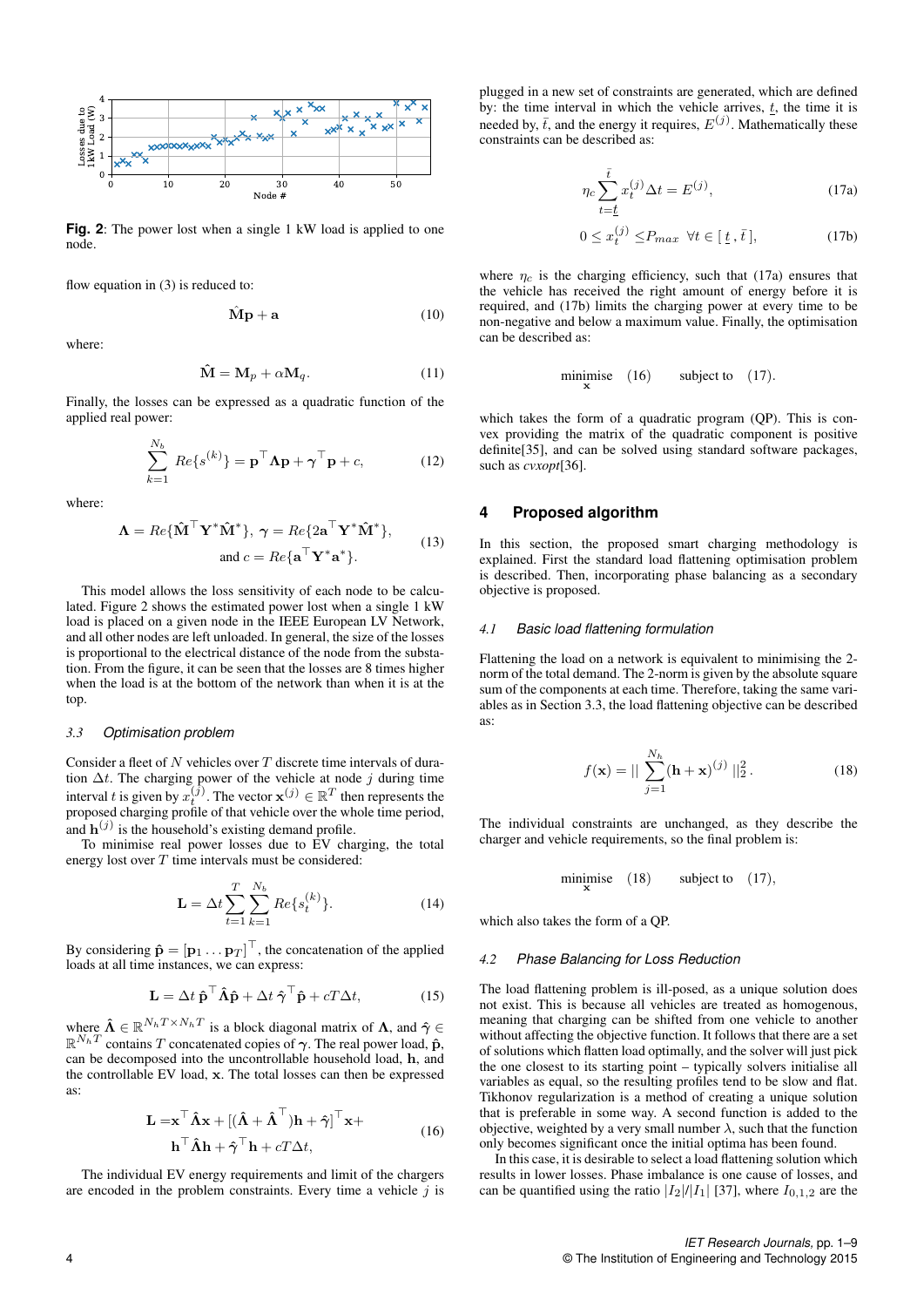**Fig. 2**: The power lost when a single 1 kW load is applied to one node.

flow equation in (3) is reduced to:

$$\hat{\mathbf{M}}\mathbf{p} + \mathbf{a} \tag{10}$$

where:

$$\hat{\mathbf{M}} = \mathbf{M}_p + \alpha \mathbf{M}_q. \tag{11}$$

Finally, the losses can be expressed as a quadratic function of the applied real power:

$$\sum_{k=1}^{N_b} Re\{s^{(k)}\} = \mathbf{p}^\top \mathbf{\Lambda} \mathbf{p} + \boldsymbol{\gamma}^\top \mathbf{p} + c, \tag{12}$$

where:

$$\mathbf{\Lambda} = Re\{\hat{\mathbf{M}}^\top \mathbf{Y}^* \hat{\mathbf{M}}^*\},\ \boldsymbol{\gamma} = Re\{2\mathbf{a}^\top \mathbf{Y}^* \hat{\mathbf{M}}^*\}, \quad \text{and } c = Re\{\mathbf{a}^\top \mathbf{Y}^* \mathbf{a}^*\}. \tag{13}$$

This model allows the loss sensitivity of each node to be calculated. Figure 2 shows the estimated power lost when a single 1 kW load is placed on a given node in the IEEE European LV Network, and all other nodes are left unloaded. In general, the size of the losses is proportional to the electrical distance of the node from the substation. From the figure, it can be seen that the losses are 8 times higher when the load is at the bottom of the network than when it is at the top.

### *3.3 Optimisation problem*

Consider a fleet of $N$ vehicles over $T$ discrete time intervals of duration $\Delta t$. The charging power of the vehicle at node $j$ during time interval $t$ is given by $x_t^{(j)}$. The vector $\mathbf{x}^{(j)} \in \mathbb{R}^T$ then represents the proposed charging profile of that vehicle over the whole time period, and $\mathbf{h}^{(j)}$ is the household's existing demand profile.

To minimise real power losses due to EV charging, the total energy lost over $T$ time intervals must be considered:

$$\mathbf{L} = \Delta t \sum_{t=1}^{T} \sum_{k=1}^{N_b} Re\{s_t^{(k)}\}. \tag{14}$$

By considering $\hat{\mathbf{p}} = [\mathbf{p}_1 \dots \mathbf{p}_T]^\top$, the concatenation of the applied loads at all time instances, we can express:

$$\mathbf{L} = \Delta t\, \hat{\mathbf{p}}^\top \hat{\mathbf{\Lambda}} \hat{\mathbf{p}} + \Delta t\, \hat{\boldsymbol{\gamma}}^\top \hat{\mathbf{p}} + cT\Delta t, \tag{15}$$

where $\hat{\mathbf{\Lambda}} \in \mathbb{R}^{N_h T \times N_h T}$ is a block diagonal matrix of $\mathbf{\Lambda}$, and $\hat{\boldsymbol{\gamma}} \in \mathbb{R}^{N_h T}$ contains $T$ concatenated copies of $\boldsymbol{\gamma}$. The real power load, $\hat{\mathbf{p}}$, can be decomposed into the uncontrollable household load, $\mathbf{h}$, and the controllable EV load, $\mathbf{x}$. The total losses can then be expressed as:

$$\mathbf{L} = \mathbf{x}^\top \hat{\mathbf{\Lambda}} \mathbf{x} + [(\hat{\mathbf{\Lambda}} + \hat{\mathbf{\Lambda}}^\top)\mathbf{h} + \hat{\boldsymbol{\gamma}}]^\top \mathbf{x} + \mathbf{h}^\top \hat{\mathbf{\Lambda}} \mathbf{h} + \hat{\boldsymbol{\gamma}}^\top \mathbf{h} + cT\Delta t, \tag{16}$$

The individual EV energy requirements and limit of the chargers are encoded in the problem constraints. Every time a vehicle $j$ is plugged in a new set of constraints are generated, which are defined by: the time interval in which the vehicle arrives, $\underline{t}$, the time it is needed by, $\bar{t}$, and the energy it requires, $E^{(j)}$. Mathematically these constraints can be described as:

$$\eta_c \sum_{t=\underline{t}}^{\bar{t}} x_t^{(j)} \Delta t = E^{(j)}, \tag{17a}$$

$$0 \leq x_t^{(j)} \leq P_{max} \quad \forall t \in [\,\underline{t}\,, \bar{t}\,], \tag{17b}$$

where $\eta_c$ is the charging efficiency, such that (17a) ensures that the vehicle has received the right amount of energy before it is required, and (17b) limits the charging power at every time to be non-negative and below a maximum value. Finally, the optimisation can be described as:

$$\underset{\mathbf{x}}{\text{minimise}} \quad (16) \qquad \text{subject to} \quad (17).$$

which takes the form of a quadratic program (QP). This is convex providing the matrix of the quadratic component is positive definite[35], and can be solved using standard software packages, such as *cvxopt*[36].

## 4 Proposed algorithm

In this section, the proposed smart charging methodology is explained. First the standard load flattening optimisation problem is described. Then, incorporating phase balancing as a secondary objective is proposed.

### *4.1 Basic load flattening formulation*

Flattening the load on a network is equivalent to minimising the 2-norm of the total demand. The 2-norm is given by the absolute square sum of the components at each time. Therefore, taking the same variables as in Section 3.3, the load flattening objective can be described as:

$$f(\mathbf{x}) = \|\ \sum_{j=1}^{N_h} (\mathbf{h} + \mathbf{x})^{(j)}\ \|_2^2\,. \tag{18}$$

The individual constraints are unchanged, as they describe the charger and vehicle requirements, so the final problem is:

$$\underset{\mathbf{x}}{\text{minimise}} \quad (18) \qquad \text{subject to} \quad (17),$$

which also takes the form of a QP.

### *4.2 Phase Balancing for Loss Reduction*

The load flattening problem is ill-posed, as a unique solution does not exist. This is because all vehicles are treated as homogenous, meaning that charging can be shifted from one vehicle to another without affecting the objective function. It follows that there are a set of solutions which flatten load optimally, and the solver will just pick the one closest to its starting point – typically solvers initialise all variables as equal, so the resulting profiles tend to be slow and flat. Tikhonov regularization is a method of creating a unique solution that is preferable in some way. A second function is added to the objective, weighted by a very small number $\lambda$, such that the function only becomes significant once the initial optima has been found.

In this case, it is desirable to select a load flattening solution which results in lower losses. Phase imbalance is one cause of losses, and can be quantified using the ratio $|I_2|/|I_1|$ [37], where $I_{0,1,2}$ are the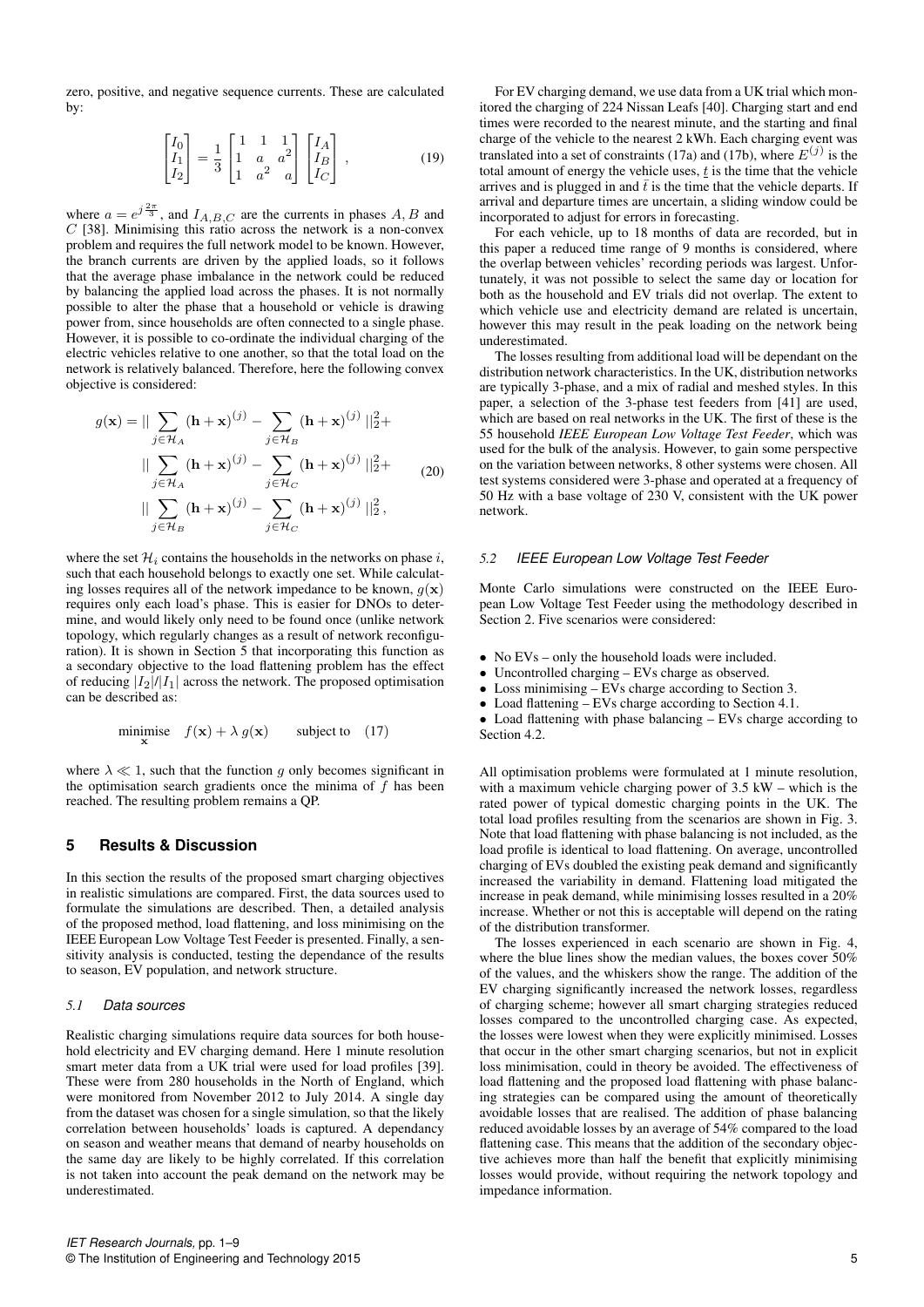zero, positive, and negative sequence currents. These are calculated by:

$$\begin{bmatrix} I_0 \\ I_1 \\ I_2 \end{bmatrix} = \frac{1}{3} \begin{bmatrix} 1 & 1 & 1 \\ 1 & a & a^2 \\ 1 & a^2 & a \end{bmatrix} \begin{bmatrix} I_A \\ I_B \\ I_C \end{bmatrix} , \tag{19}$$

where $a = e^{j\frac{2\pi}{3}}$, and $I_{A,B,C}$ are the currents in phases $A$, $B$ and $C$ [38]. Minimising this ratio across the network is a non-convex problem and requires the full network model to be known. However, the branch currents are driven by the applied loads, so it follows that the average phase imbalance in the network could be reduced by balancing the applied load across the phases. It is not normally possible to alter the phase that a household or vehicle is drawing power from, since households are often connected to a single phase. However, it is possible to co-ordinate the individual charging of the electric vehicles relative to one another, so that the total load on the network is relatively balanced. Therefore, here the following convex objective is considered:

$$\begin{aligned} g(\mathbf{x}) = || \sum_{j \in \mathcal{H}_A} (\mathbf{h}+\mathbf{x})^{(j)} - \sum_{j \in \mathcal{H}_B} (\mathbf{h}+\mathbf{x})^{(j)} ||_2^2 + \\ || \sum_{j \in \mathcal{H}_A} (\mathbf{h}+\mathbf{x})^{(j)} - \sum_{j \in \mathcal{H}_C} (\mathbf{h}+\mathbf{x})^{(j)} ||_2^2 + \\ || \sum_{j \in \mathcal{H}_B} (\mathbf{h}+\mathbf{x})^{(j)} - \sum_{j \in \mathcal{H}_C} (\mathbf{h}+\mathbf{x})^{(j)} ||_2^2 , \end{aligned} \tag{20}$$

where the set $\mathcal{H}_i$ contains the households in the networks on phase $i$, such that each household belongs to exactly one set. While calculating losses requires all of the network impedance to be known, $g(\mathbf{x})$ requires only each load's phase. This is easier for DNOs to determine, and would likely only need to be found once (unlike network topology, which regularly changes as a result of network reconfiguration). It is shown in Section 5 that incorporating this function as a secondary objective to the load flattening problem has the effect of reducing $|I_2|/|I_1|$ across the network. The proposed optimisation can be described as:

$$\underset{\mathbf{x}}{\text{minimise}} \quad f(\mathbf{x}) + \lambda\, g(\mathbf{x}) \qquad \text{subject to} \quad (17)$$

where $\lambda \ll 1$, such that the function $g$ only becomes significant in the optimisation search gradients once the minima of $f$ has been reached. The resulting problem remains a QP.

## 5 Results & Discussion

In this section the results of the proposed smart charging objectives in realistic simulations are compared. First, the data sources used to formulate the simulations are described. Then, a detailed analysis of the proposed method, load flattening, and loss minimising on the IEEE European Low Voltage Test Feeder is presented. Finally, a sensitivity analysis is conducted, testing the dependance of the results to season, EV population, and network structure.

### 5.1 Data sources

Realistic charging simulations require data sources for both household electricity and EV charging demand. Here 1 minute resolution smart meter data from a UK trial were used for load profiles [39]. These were from 280 households in the North of England, which were monitored from November 2012 to July 2014. A single day from the dataset was chosen for a single simulation, so that the likely correlation between households' loads is captured. A dependancy on season and weather means that demand of nearby households on the same day are likely to be highly correlated. If this correlation is not taken into account the peak demand on the network may be underestimated.

For EV charging demand, we use data from a UK trial which monitored the charging of 224 Nissan Leafs [40]. Charging start and end times were recorded to the nearest minute, and the starting and final charge of the vehicle to the nearest 2 kWh. Each charging event was translated into a set of constraints (17a) and (17b), where $E^{(j)}$ is the total amount of energy the vehicle uses, $\underline{t}$ is the time that the vehicle arrives and is plugged in and $\bar{t}$ is the time that the vehicle departs. If arrival and departure times are uncertain, a sliding window could be incorporated to adjust for errors in forecasting.

For each vehicle, up to 18 months of data are recorded, but in this paper a reduced time range of 9 months is considered, where the overlap between vehicles' recording periods was largest. Unfortunately, it was not possible to select the same day or location for both as the household and EV trials did not overlap. The extent to which vehicle use and electricity demand are related is uncertain, however this may result in the peak loading on the network being underestimated.

The losses resulting from additional load will be dependant on the distribution network characteristics. In the UK, distribution networks are typically 3-phase, and a mix of radial and meshed styles. In this paper, a selection of the 3-phase test feeders from [41] are used, which are based on real networks in the UK. The first of these is the 55 household *IEEE European Low Voltage Test Feeder*, which was used for the bulk of the analysis. However, to gain some perspective on the variation between networks, 8 other systems were chosen. All test systems considered were 3-phase and operated at a frequency of 50 Hz with a base voltage of 230 V, consistent with the UK power network.

### 5.2 IEEE European Low Voltage Test Feeder

Monte Carlo simulations were constructed on the IEEE European Low Voltage Test Feeder using the methodology described in Section 2. Five scenarios were considered:

- No EVs – only the household loads were included.
- Uncontrolled charging – EVs charge as observed.
- Loss minimising – EVs charge according to Section 3.
- Load flattening – EVs charge according to Section 4.1.
- Load flattening with phase balancing – EVs charge according to Section 4.2.

All optimisation problems were formulated at 1 minute resolution, with a maximum vehicle charging power of 3.5 kW – which is the rated power of typical domestic charging points in the UK. The total load profiles resulting from the scenarios are shown in Fig. 3. Note that load flattening with phase balancing is not included, as the load profile is identical to load flattening. On average, uncontrolled charging of EVs doubled the existing peak demand and significantly increased the variability in demand. Flattening load mitigated the increase in peak demand, while minimising losses resulted in a 20% increase. Whether or not this is acceptable will depend on the rating of the distribution transformer.

The losses experienced in each scenario are shown in Fig. 4, where the blue lines show the median values, the boxes cover 50% of the values, and the whiskers show the range. The addition of the EV charging significantly increased the network losses, regardless of charging scheme; however all smart charging strategies reduced losses compared to the uncontrolled charging case. As expected, the losses were lowest when they were explicitly minimised. Losses that occur in the other smart charging scenarios, but not in explicit loss minimisation, could in theory be avoided. The effectiveness of load flattening and the proposed load flattening with phase balancing strategies can be compared using the amount of theoretically avoidable losses that are realised. The addition of phase balancing reduced avoidable losses by an average of 54% compared to the load flattening case. This means that the addition of the secondary objective achieves more than half the benefit that explicitly minimising losses would provide, without requiring the network topology and impedance information.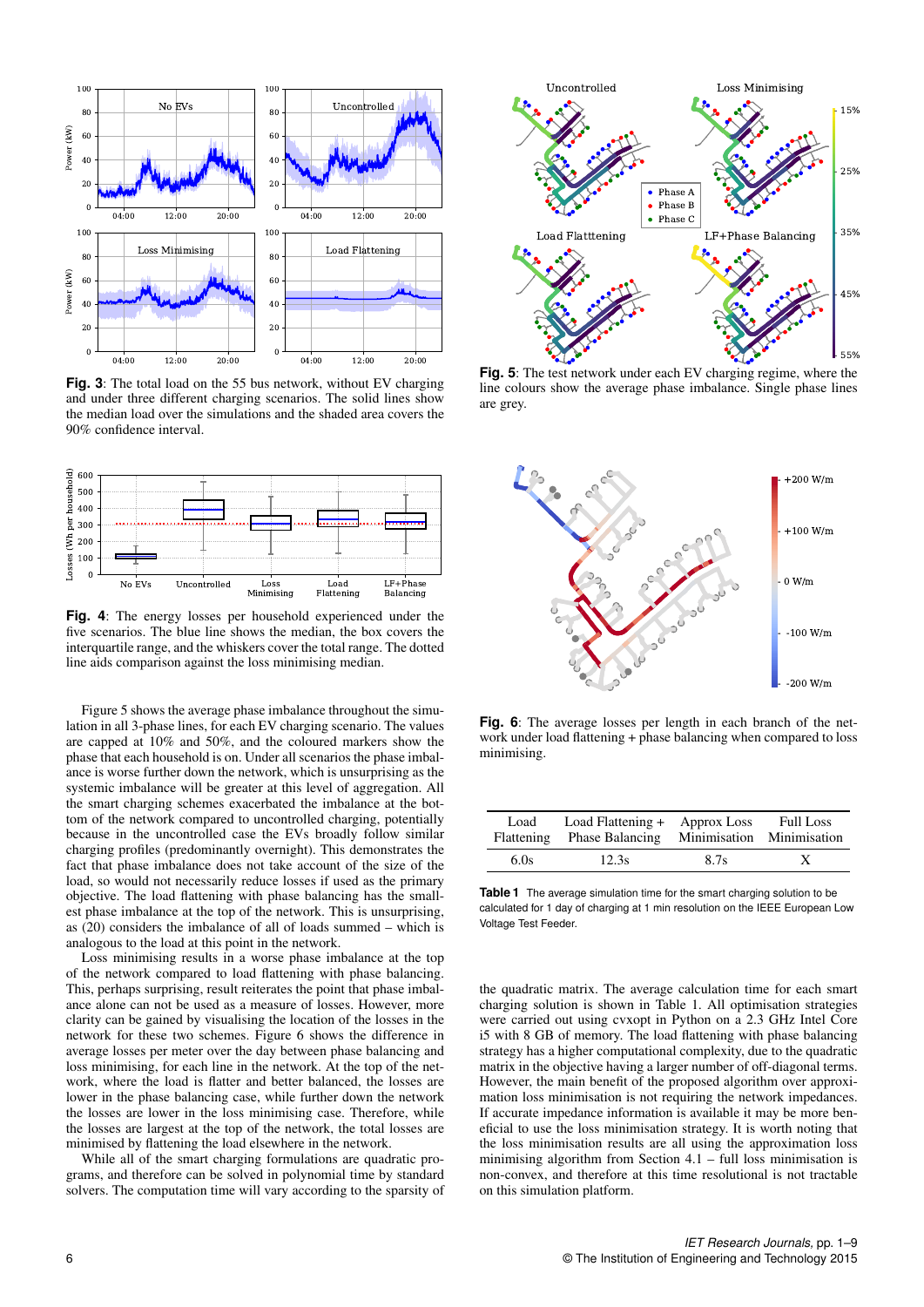**Fig. 3**: The total load on the 55 bus network, without EV charging and under three different charging scenarios. The solid lines show the median load over the simulations and the shaded area covers the 90% confidence interval.

**Fig. 4**: The energy losses per household experienced under the five scenarios. The blue line shows the median, the box covers the interquartile range, and the whiskers cover the total range. The dotted line aids comparison against the loss minimising median.

Figure 5 shows the average phase imbalance throughout the simulation in all 3-phase lines, for each EV charging scenario. The values are capped at 10% and 50%, and the coloured markers show the phase that each household is on. Under all scenarios the phase imbalance is worse further down the network, which is unsurprising as the systemic imbalance will be greater at this level of aggregation. All the smart charging schemes exacerbated the imbalance at the bottom of the network compared to uncontrolled charging, potentially because in the uncontrolled case the EVs broadly follow similar charging profiles (predominantly overnight). This demonstrates the fact that phase imbalance does not take account of the size of the load, so would not necessarily reduce losses if used as the primary objective. The load flattening with phase balancing has the smallest phase imbalance at the top of the network, as (20) considers the imbalance of all of loads summed – which is analogous to the load at this point in the network.

Loss minimising results in a worse phase imbalance at the top of the network compared to load flattening with phase balancing. This, perhaps surprising, result reiterates the point that phase imbalance alone can not be used as a measure of losses. However, more clarity can be gained by visualising the location of the losses in the network for these two schemes. Figure 6 shows the difference in average losses per meter over the day between phase balancing and loss minimising, for each line in the network. At the top of the network, where the load is flatter and better balanced, the losses are lower in the phase balancing case, while further down the network the losses are lower in the loss minimising case. Therefore, while the losses are largest at the top of the network, the total losses are minimised by flattening the load elsewhere in the network.

While all of the smart charging formulations are quadratic programs, and therefore can be solved in polynomial time by standard solvers. The computation time will vary according to the sparsity of the quadratic matrix. The average calculation time for each smart charging solution is shown in Table 1. All optimisation strategies were carried out using cvxopt in Python on a 2.3 GHz Intel Core i5 with 8 GB of memory. The load flattening with phase balancing strategy has a higher computational complexity, due to the quadratic matrix in the objective having a larger number of off-diagonal terms. However, the main benefit of the proposed algorithm over approximation loss minimisation is not requiring the network impedances. If accurate impedance information is available it may be more beneficial to use the loss minimisation strategy. It is worth noting that the loss minimisation results are all using the approximation loss minimising algorithm from Section 4.1 – full loss minimisation is non-convex, and therefore at this time resolutional is not tractable on this simulation platform.

**Fig. 5**: The test network under each EV charging regime, where the line colours show the average phase imbalance. Single phase lines are grey.

**Fig. 6**: The average losses per length in each branch of the network under load flattening + phase balancing when compared to loss minimising.

| Load Flattening | Load Flattening + Phase Balancing | Approx Loss Minimisation | Full Loss Minimisation |
|---|---|---|---|
| 6.0s | 12.3s | 8.7s | X |

**Table 1** The average simulation time for the smart charging solution to be calculated for 1 day of charging at 1 min resolution on the IEEE European Low Voltage Test Feeder.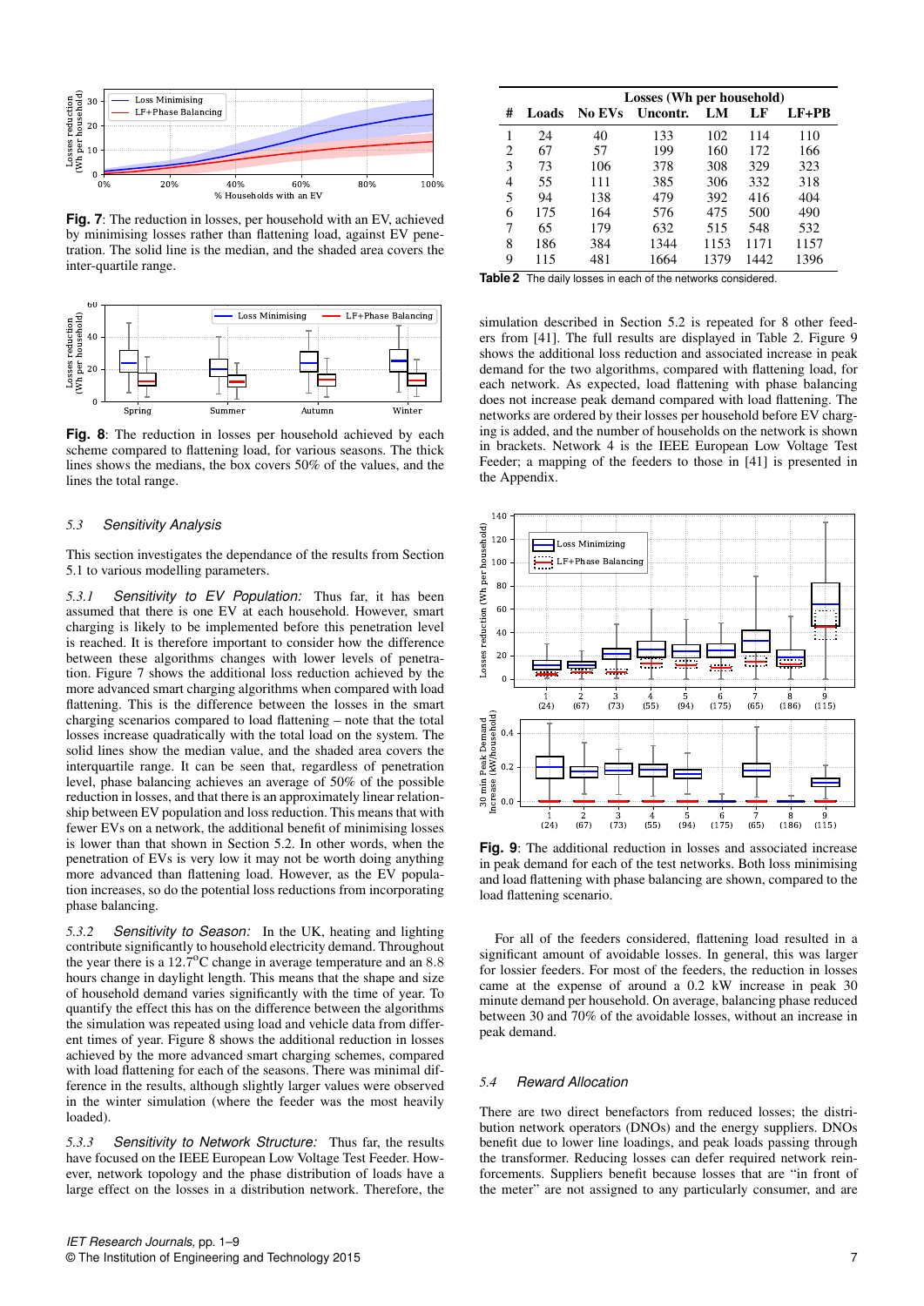**Fig. 7**: The reduction in losses, per household with an EV, achieved by minimising losses rather than flattening load, against EV penetration. The solid line is the median, and the shaded area covers the inter-quartile range.

**Fig. 8**: The reduction in losses per household achieved by each scheme compared to flattening load, for various seasons. The thick lines shows the medians, the box covers 50% of the values, and the lines the total range.

### *5.3 Sensitivity Analysis*

This section investigates the dependance of the results from Section 5.1 to various modelling parameters.

*5.3.1 Sensitivity to EV Population:* Thus far, it has been assumed that there is one EV at each household. However, smart charging is likely to be implemented before this penetration level is reached. It is therefore important to consider how the difference between these algorithms changes with lower levels of penetration. Figure 7 shows the additional loss reduction achieved by the more advanced smart charging algorithms when compared with load flattening. This is the difference between the losses in the smart charging scenarios compared to load flattening – note that the total losses increase quadratically with the total load on the system. The solid lines show the median value, and the shaded area covers the interquartile range. It can be seen that, regardless of penetration level, phase balancing achieves an average of 50% of the possible reduction in losses, and that there is an approximately linear relationship between EV population and loss reduction. This means that with fewer EVs on a network, the additional benefit of minimising losses is lower than that shown in Section 5.2. In other words, when the penetration of EVs is very low it may not be worth doing anything more advanced than flattening load. However, as the EV population increases, so do the potential loss reductions from incorporating phase balancing.

*5.3.2 Sensitivity to Season:* In the UK, heating and lighting contribute significantly to household electricity demand. Throughout the year there is a 12.7$^o$C change in average temperature and an 8.8 hours change in daylight length. This means that the shape and size of household demand varies significantly with the time of year. To quantify the effect this has on the difference between the algorithms the simulation was repeated using load and vehicle data from different times of year. Figure 8 shows the additional reduction in losses achieved by the more advanced smart charging schemes, compared with load flattening for each of the seasons. There was minimal difference in the results, although slightly larger values were observed in the winter simulation (where the feeder was the most heavily loaded).

*5.3.3 Sensitivity to Network Structure:* Thus far, the results have focused on the IEEE European Low Voltage Test Feeder. However, network topology and the phase distribution of loads have a large effect on the losses in a distribution network. Therefore, the simulation described in Section 5.2 is repeated for 8 other feeders from [41]. The full results are displayed in Table 2. Figure 9 shows the additional loss reduction and associated increase in peak demand for the two algorithms, compared with flattening load, for each network. As expected, load flattening with phase balancing does not increase peak demand compared with load flattening. The networks are ordered by their losses per household before EV charging is added, and the number of households on the network is shown in brackets. Network 4 is the IEEE European Low Voltage Test Feeder; a mapping of the feeders to those in [41] is presented in the Appendix.

| # | Loads | Losses (Wh per household) No EVs | Uncontr. | LM | LF | LF+PB |
|---|---|---|---|---|---|---|
| 1 | 24 | 40 | 133 | 102 | 114 | 110 |
| 2 | 67 | 57 | 199 | 160 | 172 | 166 |
| 3 | 73 | 106 | 378 | 308 | 329 | 323 |
| 4 | 55 | 111 | 385 | 306 | 332 | 318 |
| 5 | 94 | 138 | 479 | 392 | 416 | 404 |
| 6 | 175 | 164 | 576 | 475 | 500 | 490 |
| 7 | 65 | 179 | 632 | 515 | 548 | 532 |
| 8 | 186 | 384 | 1344 | 1153 | 1171 | 1157 |
| 9 | 115 | 481 | 1664 | 1379 | 1442 | 1396 |

**Table 2** The daily losses in each of the networks considered.

**Fig. 9**: The additional reduction in losses and associated increase in peak demand for each of the test networks. Both loss minimising and load flattening with phase balancing are shown, compared to the load flattening scenario.

For all of the feeders considered, flattening load resulted in a significant amount of avoidable losses. In general, this was larger for lossier feeders. For most of the feeders, the reduction in losses came at the expense of around a 0.2 kW increase in peak 30 minute demand per household. On average, balancing phase reduced between 30 and 70% of the avoidable losses, without an increase in peak demand.

### *5.4 Reward Allocation*

There are two direct benefactors from reduced losses; the distribution network operators (DNOs) and the energy suppliers. DNOs benefit due to lower line loadings, and peak loads passing through the transformer. Reducing losses can defer required network reinforcements. Suppliers benefit because losses that are "in front of the meter" are not assigned to any particularly consumer, and are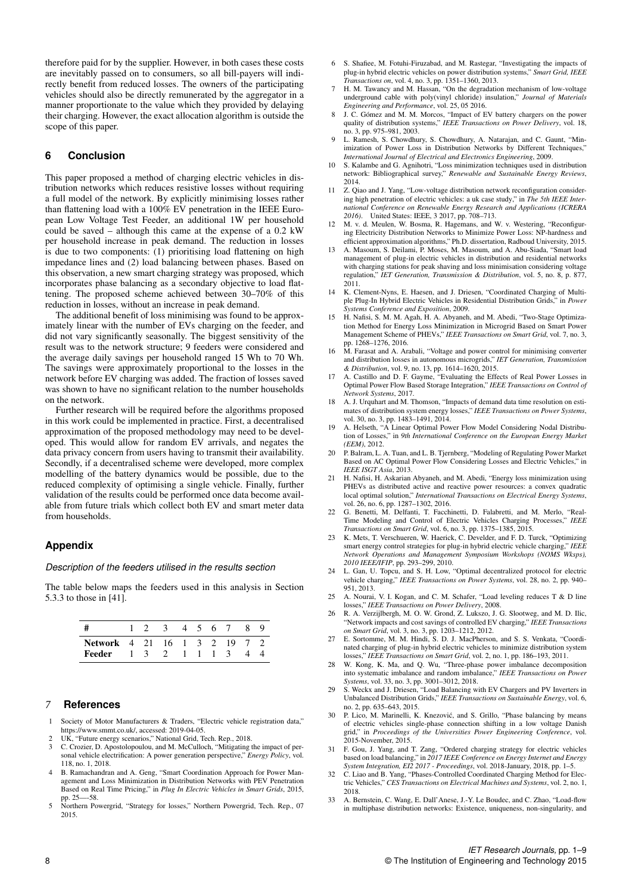therefore paid for by the supplier. However, in both cases these costs are inevitably passed on to consumers, so all bill-payers will indirectly benefit from reduced losses. The owners of the participating vehicles should also be directly remunerated by the aggregator in a manner proportionate to the value which they provided by delaying their charging. However, the exact allocation algorithm is outside the scope of this paper.

## 6 Conclusion

This paper proposed a method of charging electric vehicles in distribution networks which reduces resistive losses without requiring a full model of the network. By explicitly minimising losses rather than flattening load with a 100% EV penetration in the IEEE European Low Voltage Test Feeder, an additional 1W per household could be saved – although this came at the expense of a 0.2 kW per household increase in peak demand. The reduction in losses is due to two components: (1) prioritising load flattening on high impedance lines and (2) load balancing between phases. Based on this observation, a new smart charging strategy was proposed, which incorporates phase balancing as a secondary objective to load flattening. The proposed scheme achieved between 30–70% of this reduction in losses, without an increase in peak demand.

The additional benefit of loss minimising was found to be approximately linear with the number of EVs charging on the feeder, and did not vary significantly seasonally. The biggest sensitivity of the result was to the network structure; 9 feeders were considered and the average daily savings per household ranged 15 Wh to 70 Wh. The savings were approximately proportional to the losses in the network before EV charging was added. The fraction of losses saved was shown to have no significant relation to the number households on the network.

Further research will be required before the algorithms proposed in this work could be implemented in practice. First, a decentralised approximation of the proposed methodology may need to be developed. This would allow for random EV arrivals, and negates the data privacy concern from users having to transmit their availability. Secondly, if a decentralised scheme were developed, more complex modelling of the battery dynamics would be possible, due to the reduced complexity of optimising a single vehicle. Finally, further validation of the results could be performed once data become available from future trials which collect both EV and smart meter data from households.

## Appendix

### *Description of the feeders utilised in the results section*

The table below maps the feeders used in this analysis in Section 5.3.3 to those in [41].

| **#** | 1 | 2 | 3 | 4 | 5 | 6 | 7 | 8 | 9 |
|---|---|---|---|---|---|---|---|---|---|
| **Network** | 4 | 21 | 16 | 1 | 3 | 2 | 19 | 7 | 2 |
| **Feeder** | 1 | 3 | 2 | 1 | 1 | 1 | 3 | 4 | 4 |

## 7 References

1. Society of Motor Manufacturers & Traders, "Electric vehicle registration data," https://www.smmt.co.uk/, accessed: 2019-04-05.
2. UK, "Future energy scenarios," National Grid, Tech. Rep., 2018.
3. C. Crozier, D. Apostolopoulou, and M. McCulloch, "Mitigating the impact of personal vehicle electrification: A power generation perspective," *Energy Policy*, vol. 118, no. 1, 2018.
4. B. Ramachandran and A. Geng, "Smart Coordination Approach for Power Management and Loss Minimization in Distribution Networks with PEV Penetration Based on Real Time Pricing," in *Plug In Electric Vehicles in Smart Grids*, 2015, pp. 25—-58.
5. Northern Powergrid, "Strategy for losses," Northern Powergrid, Tech. Rep., 07 2015.
6. S. Shafiee, M. Fotuhi-Firuzabad, and M. Rastegar, "Investigating the impacts of plug-in hybrid electric vehicles on power distribution systems," *Smart Grid, IEEE Transactions on*, vol. 4, no. 3, pp. 1351–1360, 2013.
7. H. M. Tawancy and M. Hassan, "On the degradation mechanism of low-voltage underground cable with poly(vinyl chloride) insulation," *Journal of Materials Engineering and Performance*, vol. 25, 05 2016.
8. J. C. Gómez and M. M. Morcos, "Impact of EV battery chargers on the power quality of distribution systems," *IEEE Transactions on Power Delivery*, vol. 18, no. 3, pp. 975–981, 2003.
9. L. Ramesh, S. Chowdhury, S. Chowdhury, A. Natarajan, and C. Gaunt, "Minimization of Power Loss in Distribution Networks by Different Techniques," *International Journal of Electrical and Electronics Engineering*, 2009.
10. S. Kalambe and G. Agnihotri, "Loss minimization techniques used in distribution network: Bibliographical survey," *Renewable and Sustainable Energy Reviews*, 2014.
11. Z. Qiao and J. Yang, "Low-voltage distribution network reconfiguration considering high penetration of electric vehicles: a uk case study," in *The 5th IEEE International Conference on Renewable Energy Research and Applications (ICRERA 2016)*. United States: IEEE, 3 2017, pp. 708–713.
12. M. v. d. Meulen, W. Bosma, R. Hagemans, and W. v. Westering, "Reconfiguring Electricity Distribution Networks to Minimize Power Loss: NP-hardness and efficient approximation algorithms," Ph.D. dissertation, Radboud University, 2015.
13. A. Masoum, S. Deilami, P. Moses, M. Masoum, and A. Abu-Siada, "Smart load management of plug-in electric vehicles in distribution and residential networks with charging stations for peak shaving and loss minimisation considering voltage regulation," *IET Generation, Transmission & Distribution*, vol. 5, no. 8, p. 877, 2011.
14. K. Clement-Nyns, E. Haesen, and J. Driesen, "Coordinated Charging of Multiple Plug-In Hybrid Electric Vehicles in Residential Distribution Grids," in *Power Systems Conference and Exposition*, 2009.
15. H. Nafisi, S. M. M. Agah, H. A. Abyaneh, and M. Abedi, "Two-Stage Optimization Method for Energy Loss Minimization in Microgrid Based on Smart Power Management Scheme of PHEVs," *IEEE Transactions on Smart Grid*, vol. 7, no. 3, pp. 1268–1276, 2016.
16. M. Farasat and A. Arabali, "Voltage and power control for minimising converter and distribution losses in autonomous microgrids," *IET Generation, Transmission & Distribution*, vol. 9, no. 13, pp. 1614–1620, 2015.
17. A. Castillo and D. F. Gayme, "Evaluating the Effects of Real Power Losses in Optimal Power Flow Based Storage Integration," *IEEE Transactions on Control of Network Systems*, 2017.
18. A. J. Urquhart and M. Thomson, "Impacts of demand data time resolution on estimates of distribution system energy losses," *IEEE Transactions on Power Systems*, vol. 30, no. 3, pp. 1483–1491, 2014.
19. A. Helseth, "A Linear Optimal Power Flow Model Considering Nodal Distribution of Losses," in *9th International Conference on the European Energy Market (EEM)*, 2012.
20. P. Balram, L. A. Tuan, and L. B. Tjernberg, "Modeling of Regulating Power Market Based on AC Optimal Power Flow Considering Losses and Electric Vehicles," in *IEEE ISGT Asia*, 2013.
21. H. Nafisi, H. Askarian Abyaneh, and M. Abedi, "Energy loss minimization using PHEVs as distributed active and reactive power resources: a convex quadratic local optimal solution," *International Transactions on Electrical Energy Systems*, vol. 26, no. 6, pp. 1287–1302, 2016.
22. G. Benetti, M. Delfanti, T. Facchinetti, D. Falabretti, and M. Merlo, "Real-Time Modeling and Control of Electric Vehicles Charging Processes," *IEEE Transactions on Smart Grid*, vol. 6, no. 3, pp. 1375–1385, 2015.
23. K. Mets, T. Verschueren, W. Haerick, C. Develder, and F. D. Turck, "Optimizing smart energy control strategies for plug-in hybrid electric vehicle charging," *IEEE Network Operations and Management Symposium Workshops (NOMS Wksps), 2010 IEEE/IFIP*, pp. 293–299, 2010.
24. L. Gan, U. Topcu, and S. H. Low, "Optimal decentralized protocol for electric vehicle charging," *IEEE Transactions on Power Systems*, vol. 28, no. 2, pp. 940–951, 2013.
25. A. Nourai, V. I. Kogan, and C. M. Schafer, "Load leveling reduces T & D line losses," *IEEE Transactions on Power Delivery*, 2008.
26. R. A. Verzijlbergh, M. O. W. Grond, Z. Lukszo, J. G. Slootweg, and M. D. Ilic, "Network impacts and cost savings of controlled EV charging," *IEEE Transactions on Smart Grid*, vol. 3, no. 3, pp. 1203–1212, 2012.
27. E. Sortomme, M. M. Hindi, S. D. J. MacPherson, and S. S. Venkata, "Coordinated charging of plug-in hybrid electric vehicles to minimize distribution system losses," *IEEE Transactions on Smart Grid*, vol. 2, no. 1, pp. 186–193, 2011.
28. W. Kong, K. Ma, and Q. Wu, "Three-phase power imbalance decomposition into systematic imbalance and random imbalance," *IEEE Transactions on Power Systems*, vol. 33, no. 3, pp. 3001–3012, 2018.
29. S. Weckx and J. Driesen, "Load Balancing with EV Chargers and PV Inverters in Unbalanced Distribution Grids," *IEEE Transactions on Sustainable Energy*, vol. 6, no. 2, pp. 635–643, 2015.
30. P. Lico, M. Marinelli, K. Knezović, and S. Grillo, "Phase balancing by means of electric vehicles single-phase connection shifting in a low voltage Danish grid," in *Proceedings of the Universities Power Engineering Conference*, vol. 2015-November, 2015.
31. F. Gou, J. Yang, and T. Zang, "Ordered charging strategy for electric vehicles based on load balancing," in *2017 IEEE Conference on Energy Internet and Energy System Integration, EI2 2017 - Proceedings*, vol. 2018-January, 2018, pp. 1–5.
32. C. Liao and B. Yang, "Phases-Controlled Coordinated Charging Method for Electric Vehicles," *CES Transactions on Electrical Machines and Systems*, vol. 2, no. 1, 2018.
33. A. Bernstein, C. Wang, E. Dall'Anese, J.-Y. Le Boudec, and C. Zhao, "Load-flow in multiphase distribution networks: Existence, uniqueness, non-singularity, and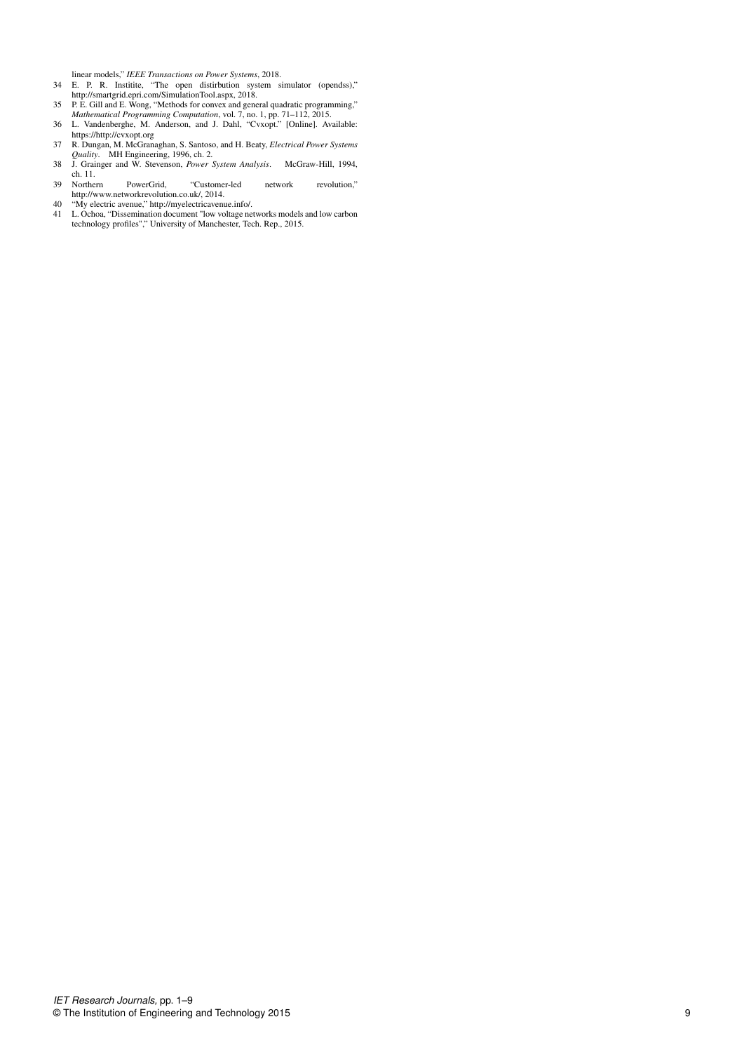linear models," *IEEE Transactions on Power Systems*, 2018.

34 E. P. R. Institite, "The open distirbution system simulator (opendss)," http://smartgrid.epri.com/SimulationTool.aspx, 2018.

35 P. E. Gill and E. Wong, "Methods for convex and general quadratic programming," *Mathematical Programming Computation*, vol. 7, no. 1, pp. 71–112, 2015.

36 L. Vandenberghe, M. Anderson, and J. Dahl, "Cvxopt." [Online]. Available: https://http://cvxopt.org

37 R. Dungan, M. McGranaghan, S. Santoso, and H. Beaty, *Electrical Power Systems Quality*. MH Engineering, 1996, ch. 2.

38 J. Grainger and W. Stevenson, *Power System Analysis*. McGraw-Hill, 1994, ch. 11.

39 Northern PowerGrid, "Customer-led network revolution," http://www.networkrevolution.co.uk/, 2014.

40 "My electric avenue," http://myelectricavenue.info/.

41 L. Ochoa, "Dissemination document "low voltage networks models and low carbon technology profiles"," University of Manchester, Tech. Rep., 2015.